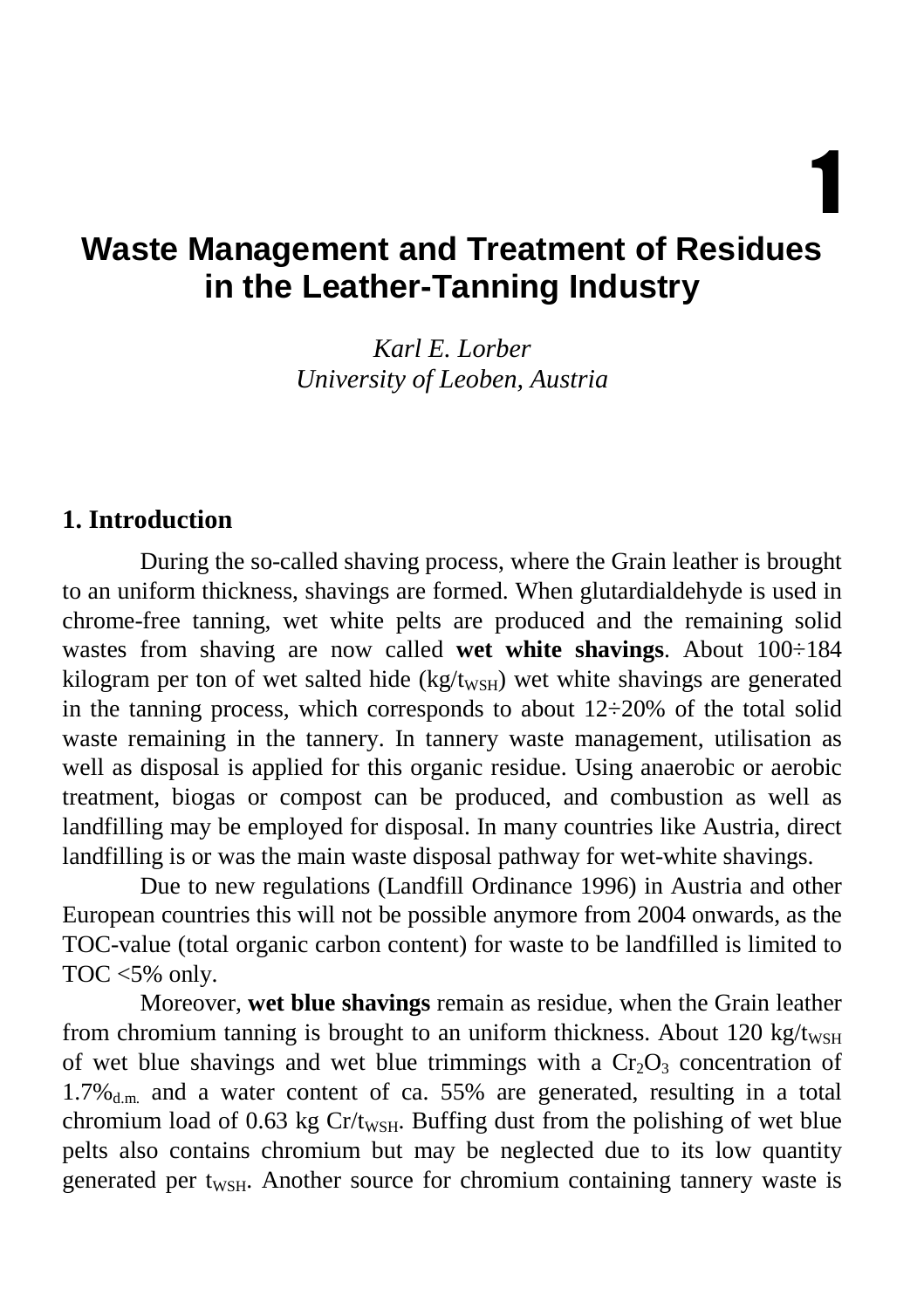# 1

# Waste Management and Treatment of Residues in the Leather-Tanning Industry

*Karl E. Lorber*
*University of Leoben, Austria*

## 1. Introduction

During the so-called shaving process, where the Grain leather is brought to an uniform thickness, shavings are formed. When glutardialdehyde is used in chrome-free tanning, wet white pelts are produced and the remaining solid wastes from shaving are now called **wet white shavings**. About 100÷184 kilogram per ton of wet salted hide ($kg/t_{WSH}$) wet white shavings are generated in the tanning process, which corresponds to about 12÷20% of the total solid waste remaining in the tannery. In tannery waste management, utilisation as well as disposal is applied for this organic residue. Using anaerobic or aerobic treatment, biogas or compost can be produced, and combustion as well as landfilling may be employed for disposal. In many countries like Austria, direct landfilling is or was the main waste disposal pathway for wet-white shavings.

Due to new regulations (Landfill Ordinance 1996) in Austria and other European countries this will not be possible anymore from 2004 onwards, as the TOC-value (total organic carbon content) for waste to be landfilled is limited to TOC <5% only.

Moreover, **wet blue shavings** remain as residue, when the Grain leather from chromium tanning is brought to an uniform thickness. About 120 $kg/t_{WSH}$ of wet blue shavings and wet blue trimmings with a $Cr_2O_3$ concentration of $1.7\%_{d.m.}$ and a water content of ca. 55% are generated, resulting in a total chromium load of 0.63 kg $Cr/t_{WSH}$. Buffing dust from the polishing of wet blue pelts also contains chromium but may be neglected due to its low quantity generated per $t_{WSH}$. Another source for chromium containing tannery waste is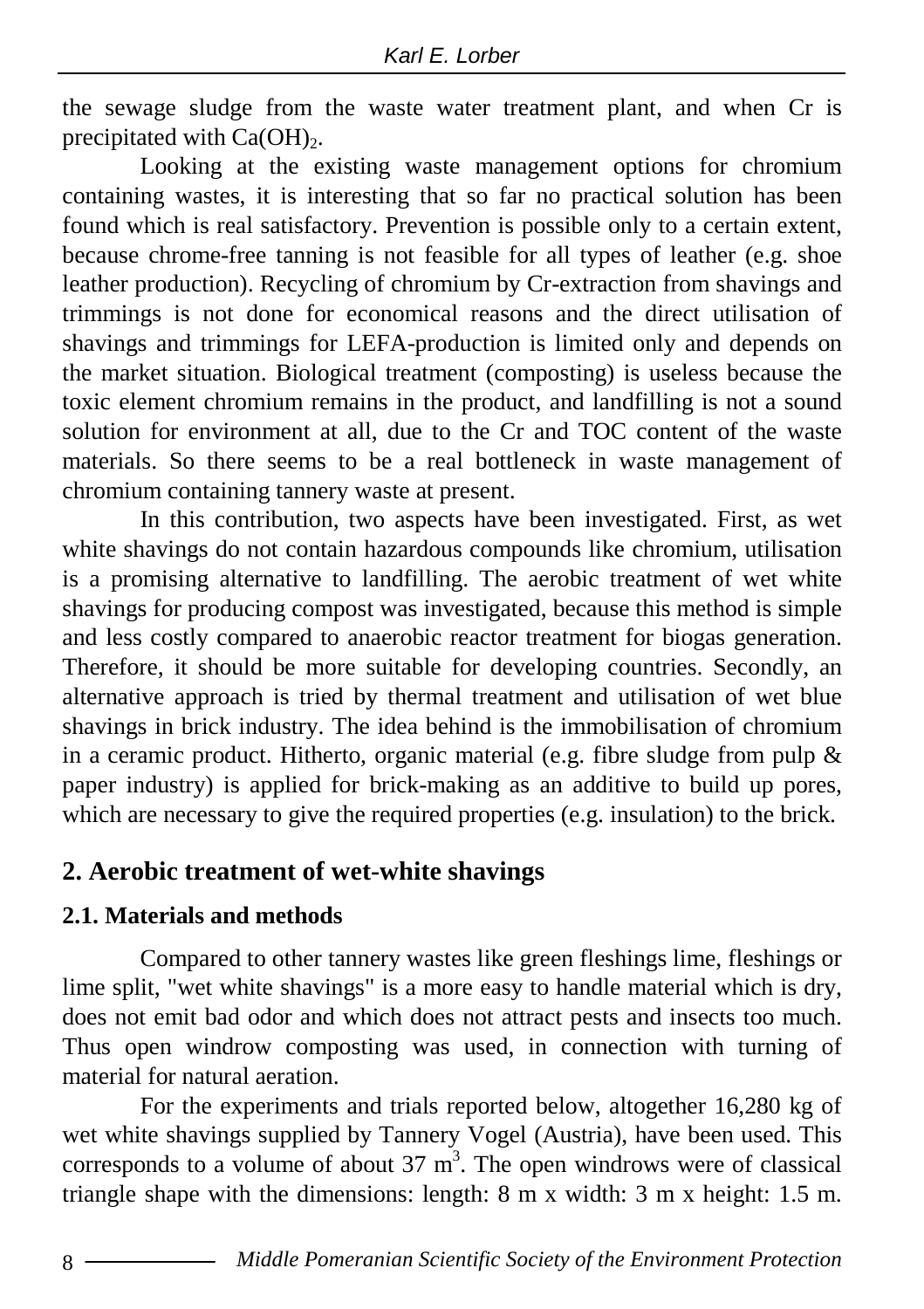the sewage sludge from the waste water treatment plant, and when Cr is precipitated with $Ca(OH)_2$.

Looking at the existing waste management options for chromium containing wastes, it is interesting that so far no practical solution has been found which is real satisfactory. Prevention is possible only to a certain extent, because chrome-free tanning is not feasible for all types of leather (e.g. shoe leather production). Recycling of chromium by Cr-extraction from shavings and trimmings is not done for economical reasons and the direct utilisation of shavings and trimmings for LEFA-production is limited only and depends on the market situation. Biological treatment (composting) is useless because the toxic element chromium remains in the product, and landfilling is not a sound solution for environment at all, due to the Cr and TOC content of the waste materials. So there seems to be a real bottleneck in waste management of chromium containing tannery waste at present.

In this contribution, two aspects have been investigated. First, as wet white shavings do not contain hazardous compounds like chromium, utilisation is a promising alternative to landfilling. The aerobic treatment of wet white shavings for producing compost was investigated, because this method is simple and less costly compared to anaerobic reactor treatment for biogas generation. Therefore, it should be more suitable for developing countries. Secondly, an alternative approach is tried by thermal treatment and utilisation of wet blue shavings in brick industry. The idea behind is the immobilisation of chromium in a ceramic product. Hitherto, organic material (e.g. fibre sludge from pulp & paper industry) is applied for brick-making as an additive to build up pores, which are necessary to give the required properties (e.g. insulation) to the brick.

## 2. Aerobic treatment of wet-white shavings

### 2.1. Materials and methods

Compared to other tannery wastes like green fleshings lime, fleshings or lime split, "wet white shavings" is a more easy to handle material which is dry, does not emit bad odor and which does not attract pests and insects too much. Thus open windrow composting was used, in connection with turning of material for natural aeration.

For the experiments and trials reported below, altogether 16,280 kg of wet white shavings supplied by Tannery Vogel (Austria), have been used. This corresponds to a volume of about 37 $m^3$. The open windrows were of classical triangle shape with the dimensions: length: 8 m x width: 3 m x height: 1.5 m.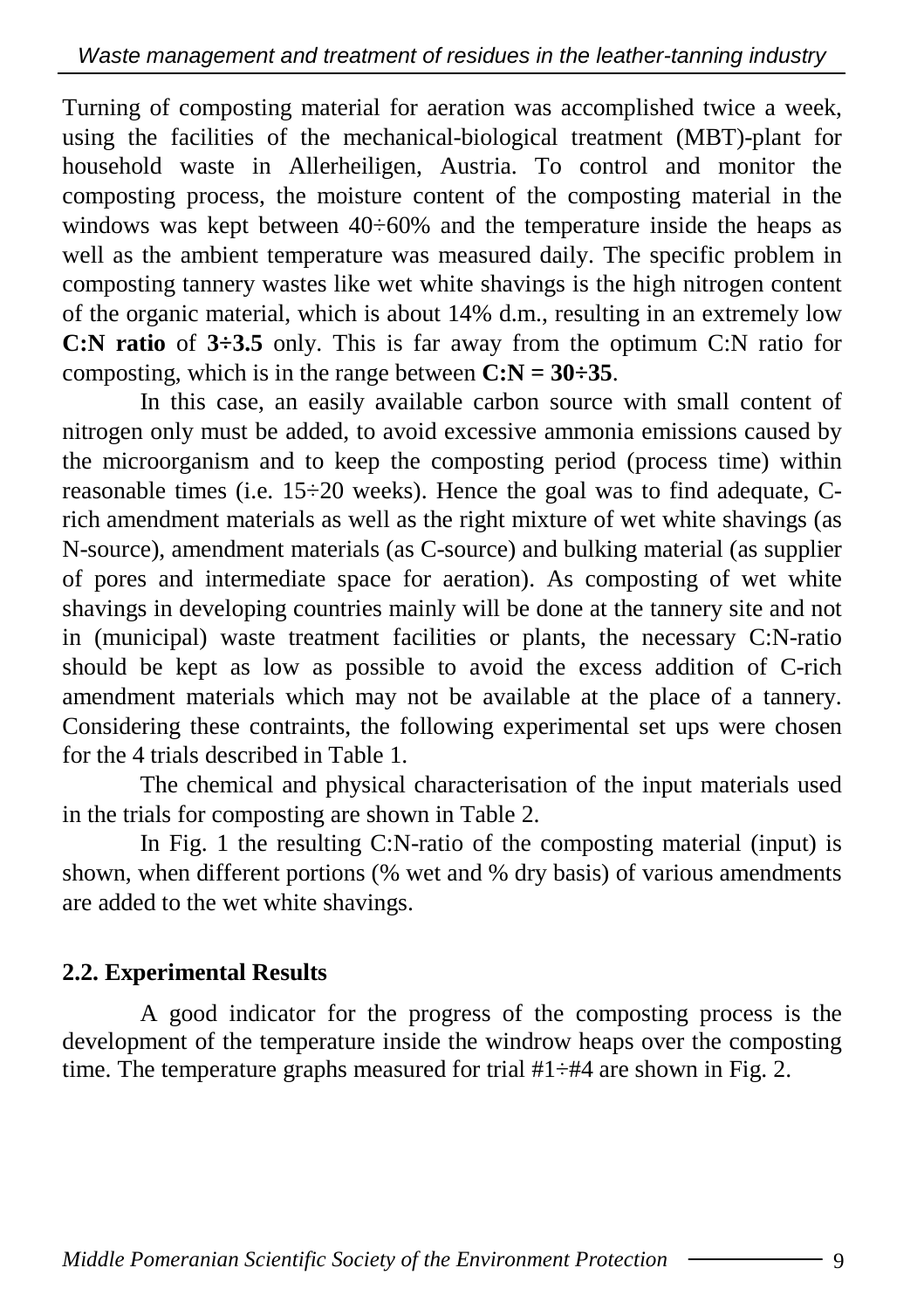Turning of composting material for aeration was accomplished twice a week, using the facilities of the mechanical-biological treatment (MBT)-plant for household waste in Allerheiligen, Austria. To control and monitor the composting process, the moisture content of the composting material in the windows was kept between 40÷60% and the temperature inside the heaps as well as the ambient temperature was measured daily. The specific problem in composting tannery wastes like wet white shavings is the high nitrogen content of the organic material, which is about 14% d.m., resulting in an extremely low **C:N ratio** of **3÷3.5** only. This is far away from the optimum C:N ratio for composting, which is in the range between **C:N = 30÷35**.

In this case, an easily available carbon source with small content of nitrogen only must be added, to avoid excessive ammonia emissions caused by the microorganism and to keep the composting period (process time) within reasonable times (i.e. 15÷20 weeks). Hence the goal was to find adequate, C-rich amendment materials as well as the right mixture of wet white shavings (as N-source), amendment materials (as C-source) and bulking material (as supplier of pores and intermediate space for aeration). As composting of wet white shavings in developing countries mainly will be done at the tannery site and not in (municipal) waste treatment facilities or plants, the necessary C:N-ratio should be kept as low as possible to avoid the excess addition of C-rich amendment materials which may not be available at the place of a tannery. Considering these contraints, the following experimental set ups were chosen for the 4 trials described in Table 1.

The chemical and physical characterisation of the input materials used in the trials for composting are shown in Table 2.

In Fig. 1 the resulting C:N-ratio of the composting material (input) is shown, when different portions (% wet and % dry basis) of various amendments are added to the wet white shavings.

## 2.2. Experimental Results

A good indicator for the progress of the composting process is the development of the temperature inside the windrow heaps over the composting time. The temperature graphs measured for trial #1÷#4 are shown in Fig. 2.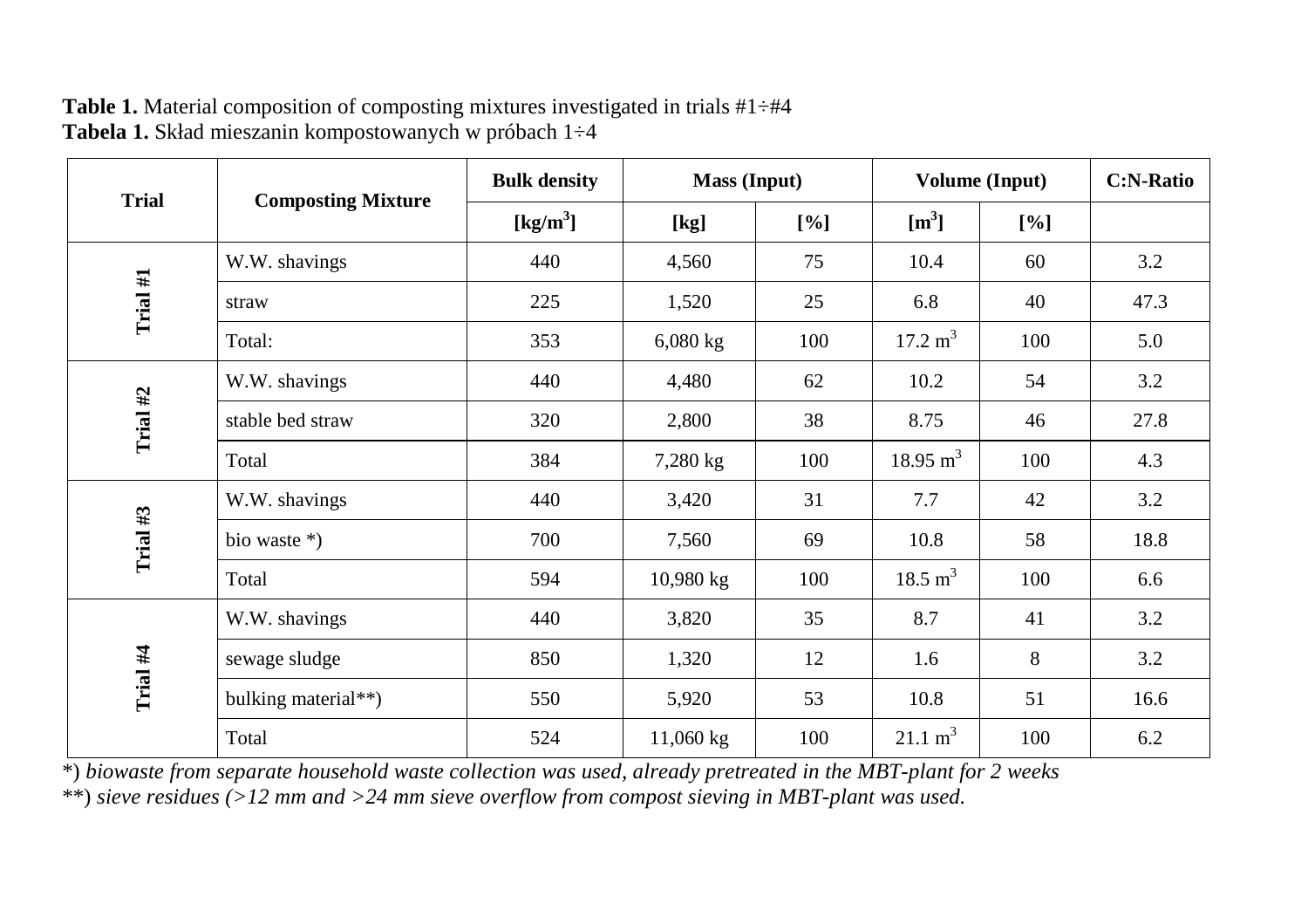**Table 1.** Material composition of composting mixtures investigated in trials #1÷#4
**Tabela 1.** Skład mieszanin kompostowanych w próbach 1÷4

| Trial | Composting Mixture | Bulk density | Mass (Input) | | Volume (Input) | | C:N-Ratio |
|---|---|---|---|---|---|---|---|
| | | [kg/m$^3$] | [kg] | [%] | [m$^3$] | [%] | |
| Trial #1 | W.W. shavings | 440 | 4,560 | 75 | 10.4 | 60 | 3.2 |
| | straw | 225 | 1,520 | 25 | 6.8 | 40 | 47.3 |
| | Total: | 353 | 6,080 kg | 100 | 17.2 m$^3$ | 100 | 5.0 |
| Trial #2 | W.W. shavings | 440 | 4,480 | 62 | 10.2 | 54 | 3.2 |
| | stable bed straw | 320 | 2,800 | 38 | 8.75 | 46 | 27.8 |
| | Total | 384 | 7,280 kg | 100 | 18.95 m$^3$ | 100 | 4.3 |
| Trial #3 | W.W. shavings | 440 | 3,420 | 31 | 7.7 | 42 | 3.2 |
| | bio waste *) | 700 | 7,560 | 69 | 10.8 | 58 | 18.8 |
| | Total | 594 | 10,980 kg | 100 | 18.5 m$^3$ | 100 | 6.6 |
| Trial #4 | W.W. shavings | 440 | 3,820 | 35 | 8.7 | 41 | 3.2 |
| | sewage sludge | 850 | 1,320 | 12 | 1.6 | 8 | 3.2 |
| | bulking material**) | 550 | 5,920 | 53 | 10.8 | 51 | 16.6 |
| | Total | 524 | 11,060 kg | 100 | 21.1 m$^3$ | 100 | 6.2 |

*) *biowaste from separate household waste collection was used, already pretreated in the MBT-plant for 2 weeks*
**) *sieve residues (>12 mm and >24 mm sieve overflow from compost sieving in MBT-plant was used.*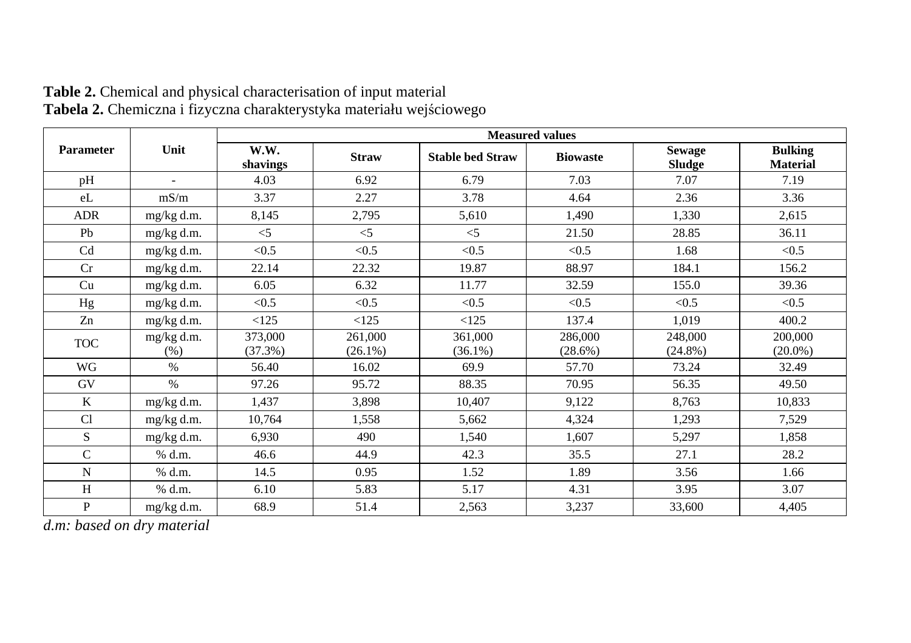**Table 2.** Chemical and physical characterisation of input material
**Tabela 2.** Chemiczna i fizyczna charakterystyka materiału wejściowego

| Parameter | Unit | Measured values | | | | | |
|---|---|---|---|---|---|---|---|
| | | **W.W. shavings** | **Straw** | **Stable bed Straw** | **Biowaste** | **Sewage Sludge** | **Bulking Material** |
| pH | - | 4.03 | 6.92 | 6.79 | 7.03 | 7.07 | 7.19 |
| eL | mS/m | 3.37 | 2.27 | 3.78 | 4.64 | 2.36 | 3.36 |
| ADR | mg/kg d.m. | 8,145 | 2,795 | 5,610 | 1,490 | 1,330 | 2,615 |
| Pb | mg/kg d.m. | <5 | <5 | <5 | 21.50 | 28.85 | 36.11 |
| Cd | mg/kg d.m. | <0.5 | <0.5 | <0.5 | <0.5 | 1.68 | <0.5 |
| Cr | mg/kg d.m. | 22.14 | 22.32 | 19.87 | 88.97 | 184.1 | 156.2 |
| Cu | mg/kg d.m. | 6.05 | 6.32 | 11.77 | 32.59 | 155.0 | 39.36 |
| Hg | mg/kg d.m. | <0.5 | <0.5 | <0.5 | <0.5 | <0.5 | <0.5 |
| Zn | mg/kg d.m. | <125 | <125 | <125 | 137.4 | 1,019 | 400.2 |
| TOC | mg/kg d.m. (%) | 373,000 (37.3%) | 261,000 (26.1%) | 361,000 (36.1%) | 286,000 (28.6%) | 248,000 (24.8%) | 200,000 (20.0%) |
| WG | % | 56.40 | 16.02 | 69.9 | 57.70 | 73.24 | 32.49 |
| GV | % | 97.26 | 95.72 | 88.35 | 70.95 | 56.35 | 49.50 |
| K | mg/kg d.m. | 1,437 | 3,898 | 10,407 | 9,122 | 8,763 | 10,833 |
| Cl | mg/kg d.m. | 10,764 | 1,558 | 5,662 | 4,324 | 1,293 | 7,529 |
| S | mg/kg d.m. | 6,930 | 490 | 1,540 | 1,607 | 5,297 | 1,858 |
| C | % d.m. | 46.6 | 44.9 | 42.3 | 35.5 | 27.1 | 28.2 |
| N | % d.m. | 14.5 | 0.95 | 1.52 | 1.89 | 3.56 | 1.66 |
| H | % d.m. | 6.10 | 5.83 | 5.17 | 4.31 | 3.95 | 3.07 |
| P | mg/kg d.m. | 68.9 | 51.4 | 2,563 | 3,237 | 33,600 | 4,405 |

*d.m: based on dry material*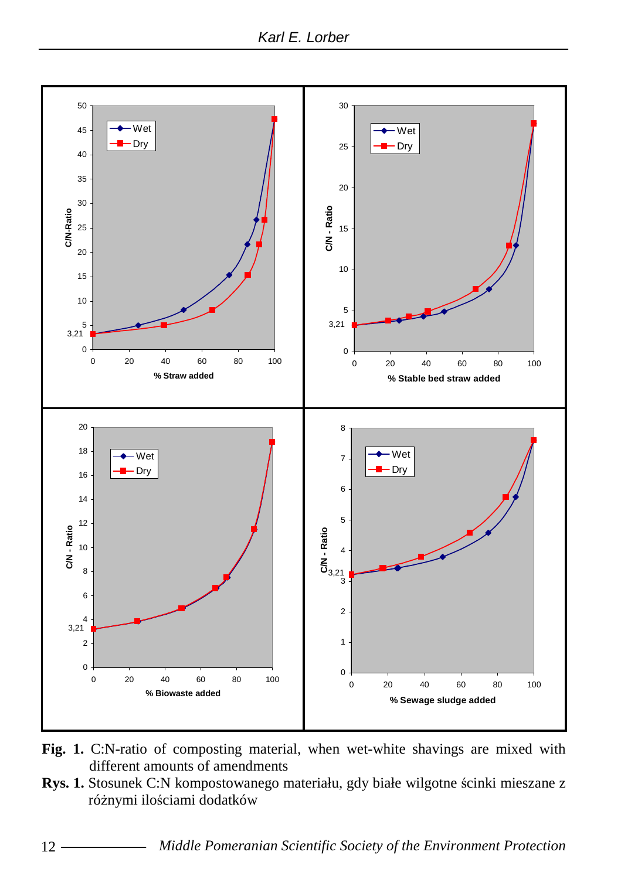**Fig. 1.** C:N-ratio of composting material, when wet-white shavings are mixed with different amounts of amendments

**Rys. 1.** Stosunek C:N kompostowanego materiału, gdy białe wilgotne ścinki mieszane z różnymi ilościami dodatków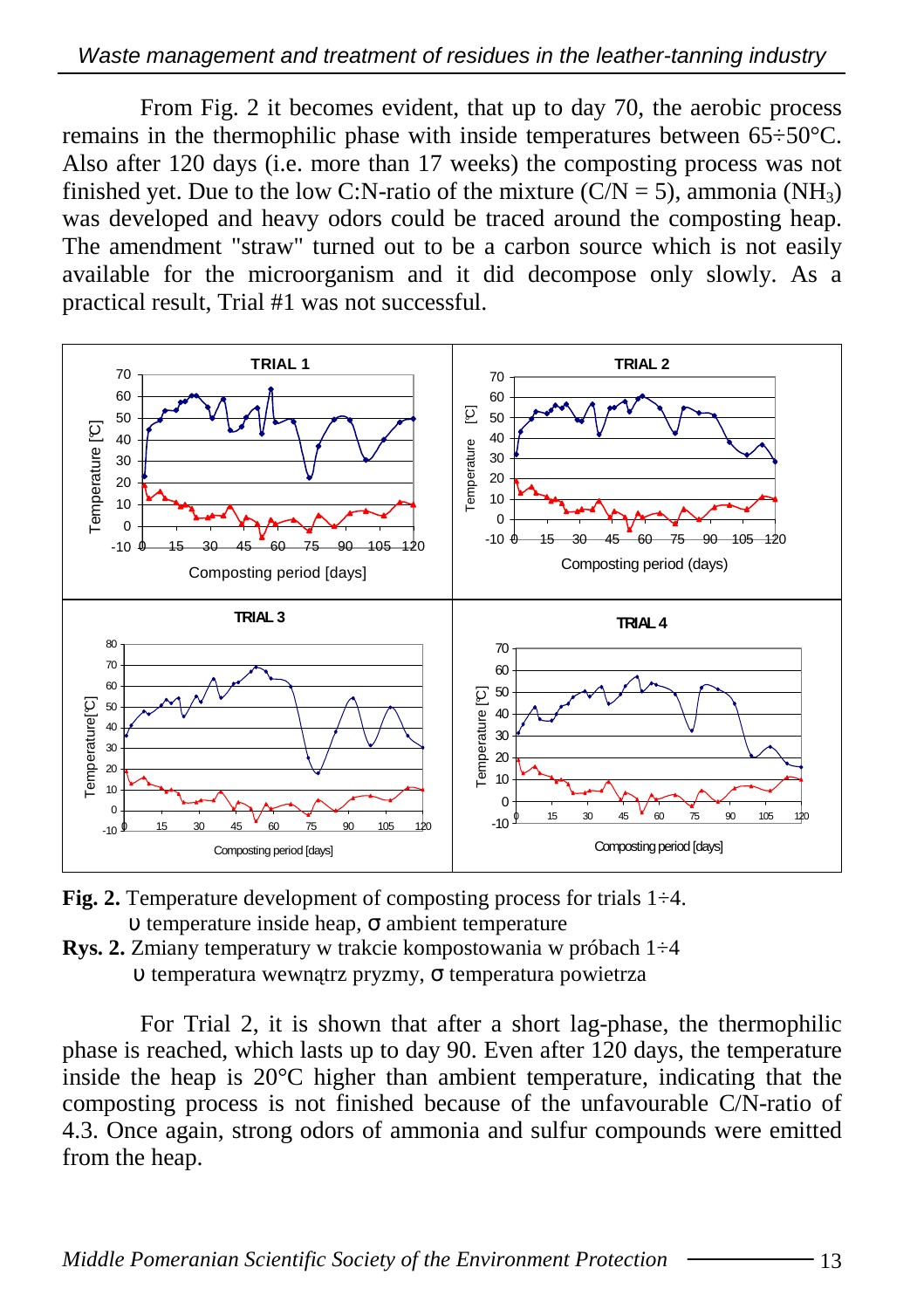From Fig. 2 it becomes evident, that up to day 70, the aerobic process remains in the thermophilic phase with inside temperatures between 65÷50°C. Also after 120 days (i.e. more than 17 weeks) the composting process was not finished yet. Due to the low C:N-ratio of the mixture (C/N = 5), ammonia ($NH_3$) was developed and heavy odors could be traced around the composting heap. The amendment "straw" turned out to be a carbon source which is not easily available for the microorganism and it did decompose only slowly. As a practical result, Trial #1 was not successful.

**Fig. 2.** Temperature development of composting process for trials 1÷4.
υ temperature inside heap, σ ambient temperature

**Rys. 2.** Zmiany temperatury w trakcie kompostowania w próbach 1÷4
υ temperatura wewnątrz pryzmy, σ temperatura powietrza

For Trial 2, it is shown that after a short lag-phase, the thermophilic phase is reached, which lasts up to day 90. Even after 120 days, the temperature inside the heap is 20°C higher than ambient temperature, indicating that the composting process is not finished because of the unfavourable C/N-ratio of 4.3. Once again, strong odors of ammonia and sulfur compounds were emitted from the heap.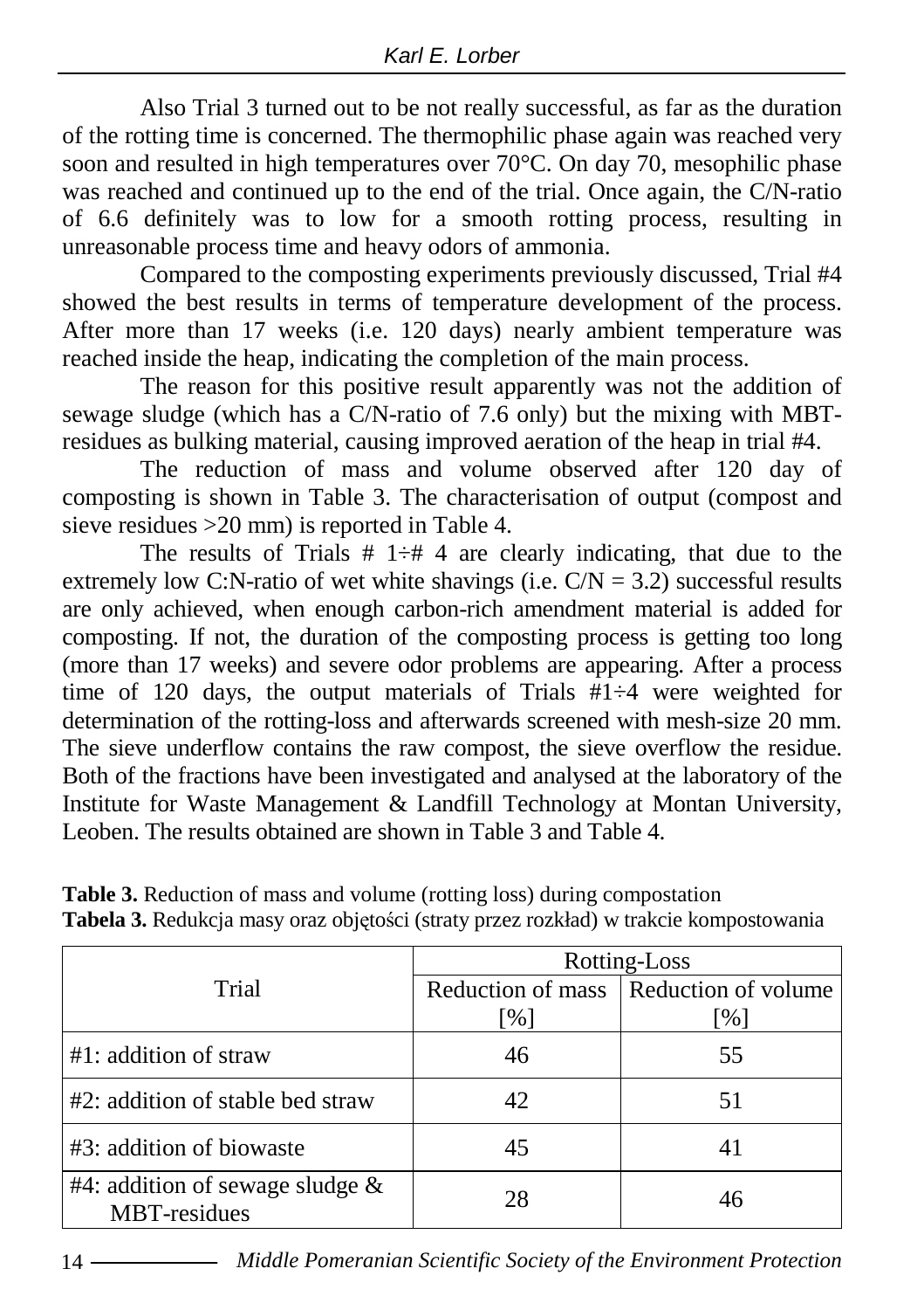Also Trial 3 turned out to be not really successful, as far as the duration of the rotting time is concerned. The thermophilic phase again was reached very soon and resulted in high temperatures over 70°C. On day 70, mesophilic phase was reached and continued up to the end of the trial. Once again, the C/N-ratio of 6.6 definitely was to low for a smooth rotting process, resulting in unreasonable process time and heavy odors of ammonia.

Compared to the composting experiments previously discussed, Trial #4 showed the best results in terms of temperature development of the process. After more than 17 weeks (i.e. 120 days) nearly ambient temperature was reached inside the heap, indicating the completion of the main process.

The reason for this positive result apparently was not the addition of sewage sludge (which has a C/N-ratio of 7.6 only) but the mixing with MBT-residues as bulking material, causing improved aeration of the heap in trial #4.

The reduction of mass and volume observed after 120 day of composting is shown in Table 3. The characterisation of output (compost and sieve residues >20 mm) is reported in Table 4.

The results of Trials # 1÷# 4 are clearly indicating, that due to the extremely low C:N-ratio of wet white shavings (i.e. C/N = 3.2) successful results are only achieved, when enough carbon-rich amendment material is added for composting. If not, the duration of the composting process is getting too long (more than 17 weeks) and severe odor problems are appearing. After a process time of 120 days, the output materials of Trials #1÷4 were weighted for determination of the rotting-loss and afterwards screened with mesh-size 20 mm. The sieve underflow contains the raw compost, the sieve overflow the residue. Both of the fractions have been investigated and analysed at the laboratory of the Institute for Waste Management & Landfill Technology at Montan University, Leoben. The results obtained are shown in Table 3 and Table 4.

**Table 3.** Reduction of mass and volume (rotting loss) during compostation
**Tabela 3.** Redukcja masy oraz objętości (straty przez rozkład) w trakcie kompostowania

| Trial | Rotting-Loss | |
|---|---|---|
| | Reduction of mass [%] | Reduction of volume [%] |
| #1: addition of straw | 46 | 55 |
| #2: addition of stable bed straw | 42 | 51 |
| #3: addition of biowaste | 45 | 41 |
| #4: addition of sewage sludge & MBT-residues | 28 | 46 |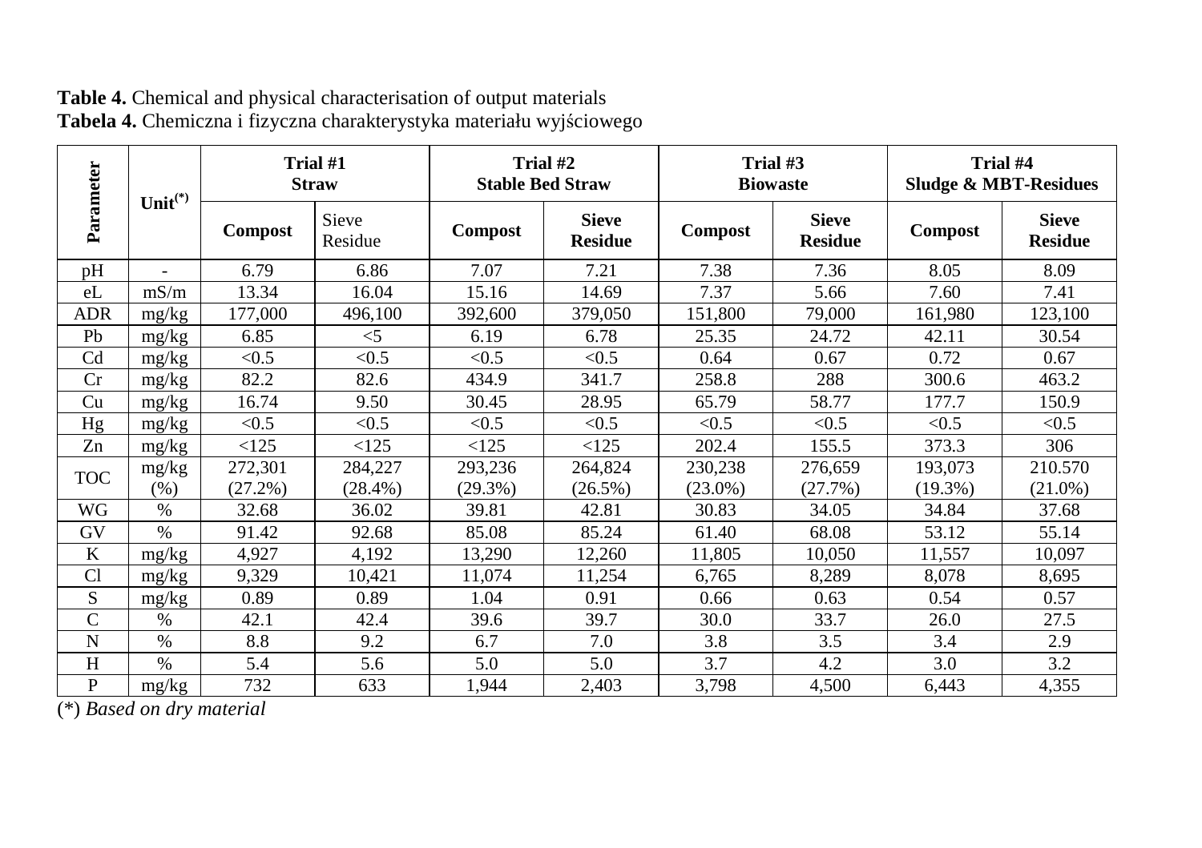**Table 4.** Chemical and physical characterisation of output materials
**Tabela 4.** Chemiczna i fizyczna charakterystyka materiału wyjściowego

| Parameter | Unit(*) | Trial #1 Straw | | Trial #2 Stable Bed Straw | | Trial #3 Biowaste | | Trial #4 Sludge & MBT-Residues | |
|---|---|---|---|---|---|---|---|---|---|
| | | Compost | Sieve Residue | Compost | Sieve Residue | Compost | Sieve Residue | Compost | Sieve Residue |
| pH | - | 6.79 | 6.86 | 7.07 | 7.21 | 7.38 | 7.36 | 8.05 | 8.09 |
| eL | mS/m | 13.34 | 16.04 | 15.16 | 14.69 | 7.37 | 5.66 | 7.60 | 7.41 |
| ADR | mg/kg | 177,000 | 496,100 | 392,600 | 379,050 | 151,800 | 79,000 | 161,980 | 123,100 |
| Pb | mg/kg | 6.85 | <5 | 6.19 | 6.78 | 25.35 | 24.72 | 42.11 | 30.54 |
| Cd | mg/kg | <0.5 | <0.5 | <0.5 | <0.5 | 0.64 | 0.67 | 0.72 | 0.67 |
| Cr | mg/kg | 82.2 | 82.6 | 434.9 | 341.7 | 258.8 | 288 | 300.6 | 463.2 |
| Cu | mg/kg | 16.74 | 9.50 | 30.45 | 28.95 | 65.79 | 58.77 | 177.7 | 150.9 |
| Hg | mg/kg | <0.5 | <0.5 | <0.5 | <0.5 | <0.5 | <0.5 | <0.5 | <0.5 |
| Zn | mg/kg | <125 | <125 | <125 | <125 | 202.4 | 155.5 | 373.3 | 306 |
| TOC | mg/kg (%) | 272,301 (27.2%) | 284,227 (28.4%) | 293,236 (29.3%) | 264,824 (26.5%) | 230,238 (23.0%) | 276,659 (27.7%) | 193,073 (19.3%) | 210.570 (21.0%) |
| WG | % | 32.68 | 36.02 | 39.81 | 42.81 | 30.83 | 34.05 | 34.84 | 37.68 |
| GV | % | 91.42 | 92.68 | 85.08 | 85.24 | 61.40 | 68.08 | 53.12 | 55.14 |
| K | mg/kg | 4,927 | 4,192 | 13,290 | 12,260 | 11,805 | 10,050 | 11,557 | 10,097 |
| Cl | mg/kg | 9,329 | 10,421 | 11,074 | 11,254 | 6,765 | 8,289 | 8,078 | 8,695 |
| S | mg/kg | 0.89 | 0.89 | 1.04 | 0.91 | 0.66 | 0.63 | 0.54 | 0.57 |
| C | % | 42.1 | 42.4 | 39.6 | 39.7 | 30.0 | 33.7 | 26.0 | 27.5 |
| N | % | 8.8 | 9.2 | 6.7 | 7.0 | 3.8 | 3.5 | 3.4 | 2.9 |
| H | % | 5.4 | 5.6 | 5.0 | 5.0 | 3.7 | 4.2 | 3.0 | 3.2 |
| P | mg/kg | 732 | 633 | 1,944 | 2,403 | 3,798 | 4,500 | 6,443 | 4,355 |

(*) *Based on dry material*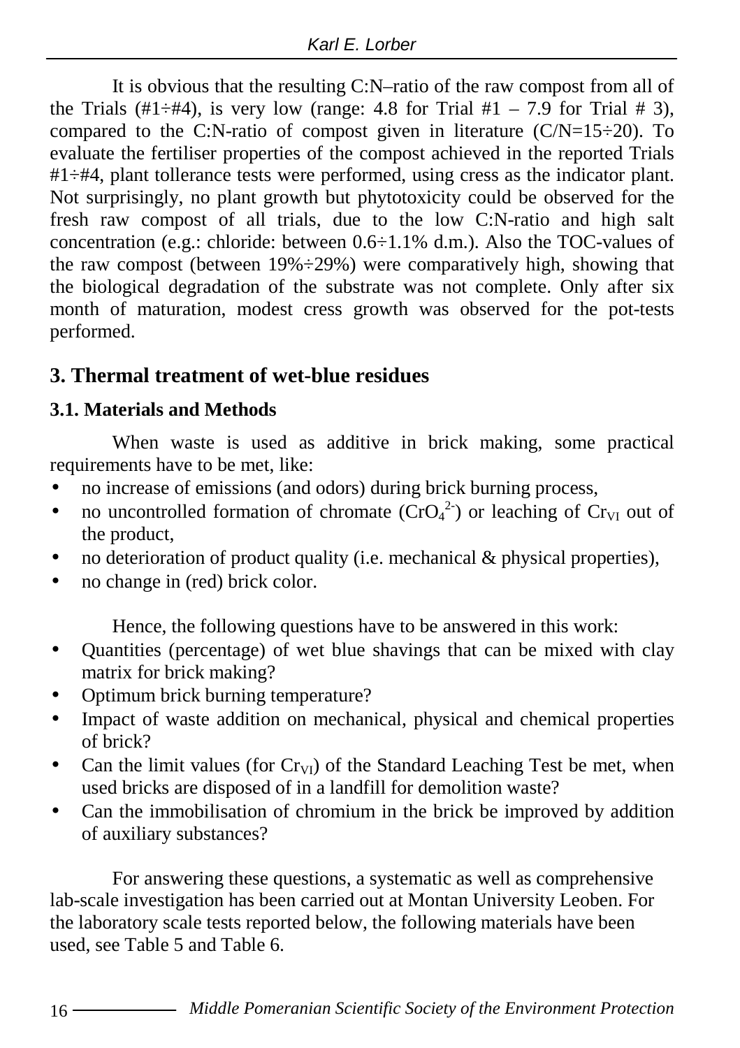It is obvious that the resulting C:N–ratio of the raw compost from all of the Trials (#1÷#4), is very low (range: 4.8 for Trial #1 – 7.9 for Trial # 3), compared to the C:N-ratio of compost given in literature (C/N=15÷20). To evaluate the fertiliser properties of the compost achieved in the reported Trials #1÷#4, plant tollerance tests were performed, using cress as the indicator plant. Not surprisingly, no plant growth but phytotoxicity could be observed for the fresh raw compost of all trials, due to the low C:N-ratio and high salt concentration (e.g.: chloride: between 0.6÷1.1% d.m.). Also the TOC-values of the raw compost (between 19%÷29%) were comparatively high, showing that the biological degradation of the substrate was not complete. Only after six month of maturation, modest cress growth was observed for the pot-tests performed.

## 3. Thermal treatment of wet-blue residues

### 3.1. Materials and Methods

When waste is used as additive in brick making, some practical requirements have to be met, like:

- no increase of emissions (and odors) during brick burning process,
- no uncontrolled formation of chromate ($CrO_4^{2-}$) or leaching of $Cr_{VI}$ out of the product,
- no deterioration of product quality (i.e. mechanical & physical properties),
- no change in (red) brick color.

Hence, the following questions have to be answered in this work:

- Quantities (percentage) of wet blue shavings that can be mixed with clay matrix for brick making?
- Optimum brick burning temperature?
- Impact of waste addition on mechanical, physical and chemical properties of brick?
- Can the limit values (for $Cr_{VI}$) of the Standard Leaching Test be met, when used bricks are disposed of in a landfill for demolition waste?
- Can the immobilisation of chromium in the brick be improved by addition of auxiliary substances?

For answering these questions, a systematic as well as comprehensive lab-scale investigation has been carried out at Montan University Leoben. For the laboratory scale tests reported below, the following materials have been used, see Table 5 and Table 6.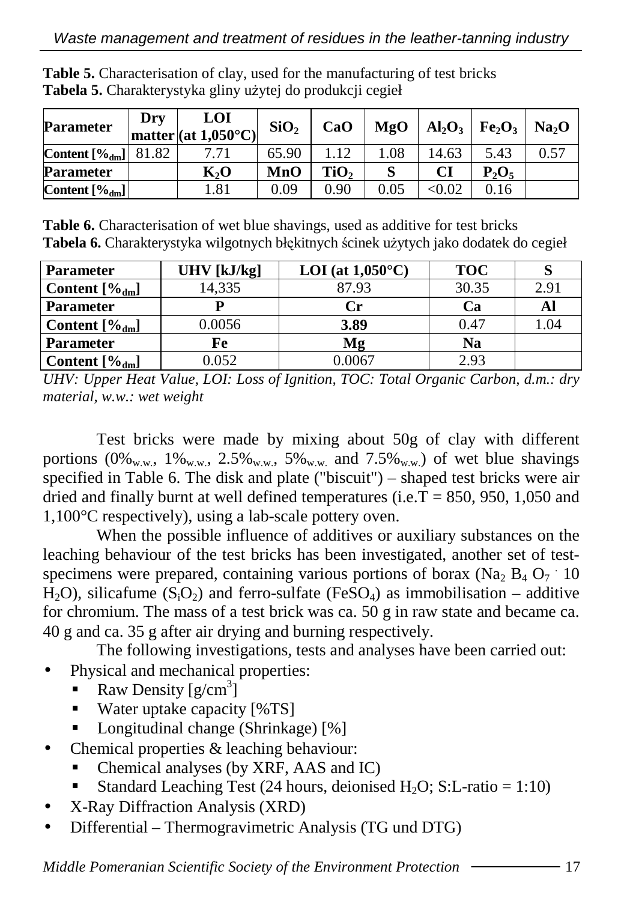**Table 5.** Characterisation of clay, used for the manufacturing of test bricks
**Tabela 5.** Charakterystyka gliny użytej do produkcji cegieł

| Parameter | Dry matter | LOI (at 1,050°C) | $SiO_2$ | CaO | MgO | $Al_2O_3$ | $Fe_2O_3$ | $Na_2O$ |
|---|---|---|---|---|---|---|---|---|
| Content [$\%_{dm}$] | 81.82 | 7.71 | 65.90 | 1.12 | 1.08 | 14.63 | 5.43 | 0.57 |
| **Parameter** | | **$K_2O$** | **MnO** | **$TiO_2$** | **S** | **CI** | **$P_2O_5$** | |
| Content [$\%_{dm}$] | | 1.81 | 0.09 | 0.90 | 0.05 | <0.02 | 0.16 | |

**Table 6.** Characterisation of wet blue shavings, used as additive for test bricks
**Tabela 6.** Charakterystyka wilgotnych błękitnych ścinek użytych jako dodatek do cegieł

| Parameter | UHV [kJ/kg] | LOI (at 1,050°C) | TOC | S |
|---|---|---|---|---|
| Content [$\%_{dm}$] | 14,335 | 87.93 | 30.35 | 2.91 |
| **Parameter** | **P** | **Cr** | **Ca** | **Al** |
| Content [$\%_{dm}$] | 0.0056 | **3.89** | 0.47 | 1.04 |
| **Parameter** | **Fe** | **Mg** | **Na** | |
| Content [$\%_{dm}$] | 0.052 | 0.0067 | 2.93 | |

*UHV: Upper Heat Value, LOI: Loss of Ignition, TOC: Total Organic Carbon, d.m.: dry material, w.w.: wet weight*

Test bricks were made by mixing about 50g of clay with different portions ($0\%_{w.w.}$, $1\%_{w.w.}$, $2.5\%_{w.w.}$, $5\%_{w.w.}$ and $7.5\%_{w.w.}$) of wet blue shavings specified in Table 6. The disk and plate ("biscuit") – shaped test bricks were air dried and finally burnt at well defined temperatures (i.e.T = 850, 950, 1,050 and 1,100°C respectively), using a lab-scale pottery oven.

When the possible influence of additives or auxiliary substances on the leaching behaviour of the test bricks has been investigated, another set of test-specimens were prepared, containing various portions of borax ($Na_2B_4O_7 \cdot 10H_2O$), silicafume ($S_iO_2$) and ferro-sulfate ($FeSO_4$) as immobilisation – additive for chromium. The mass of a test brick was ca. 50 g in raw state and became ca. 40 g and ca. 35 g after air drying and burning respectively.

The following investigations, tests and analyses have been carried out:

- Physical and mechanical properties:
  - Raw Density [$g/cm^3$]
  - Water uptake capacity [%TS]
  - Longitudinal change (Shrinkage) [%]
- Chemical properties & leaching behaviour:
  - Chemical analyses (by XRF, AAS and IC)
  - Standard Leaching Test (24 hours, deionised $H_2O$; S:L-ratio = 1:10)
- X-Ray Diffraction Analysis (XRD)
- Differential – Thermogravimetric Analysis (TG und DTG)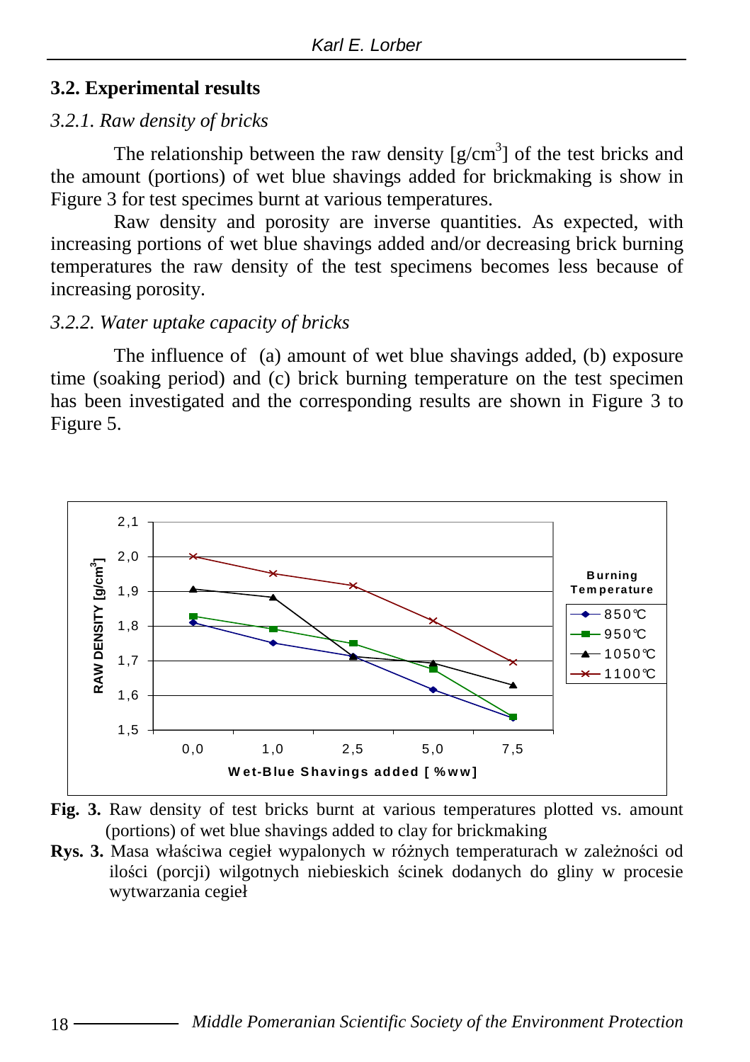## 3.2. Experimental results

### *3.2.1. Raw density of bricks*

The relationship between the raw density [g/cm$^3$] of the test bricks and the amount (portions) of wet blue shavings added for brickmaking is show in Figure 3 for test specimes burnt at various temperatures.

Raw density and porosity are inverse quantities. As expected, with increasing portions of wet blue shavings added and/or decreasing brick burning temperatures the raw density of the test specimens becomes less because of increasing porosity.

### *3.2.2. Water uptake capacity of bricks*

The influence of (a) amount of wet blue shavings added, (b) exposure time (soaking period) and (c) brick burning temperature on the test specimen has been investigated and the corresponding results are shown in Figure 3 to Figure 5.

**Fig. 3.** Raw density of test bricks burnt at various temperatures plotted vs. amount (portions) of wet blue shavings added to clay for brickmaking

**Rys. 3.** Masa właściwa cegieł wypalonych w różnych temperaturach w zależności od ilości (porcji) wilgotnych niebieskich ścinek dodanych do gliny w procesie wytwarzania cegieł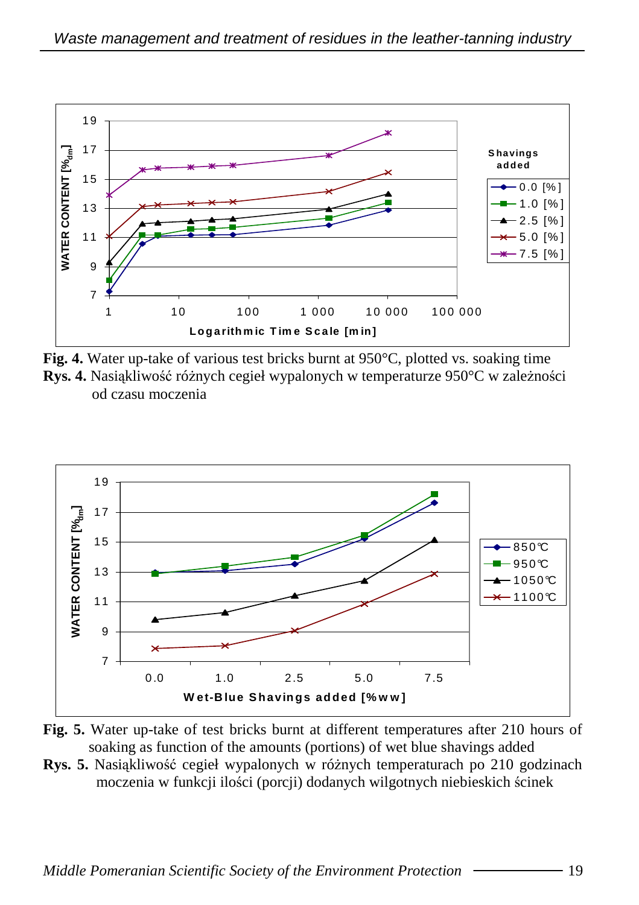**Fig. 4.** Water up-take of various test bricks burnt at 950°C, plotted vs. soaking time

**Rys. 4.** Nasiąkliwość różnych cegieł wypalonych w temperaturze 950°C w zależności od czasu moczenia

**Fig. 5.** Water up-take of test bricks burnt at different temperatures after 210 hours of soaking as function of the amounts (portions) of wet blue shavings added

**Rys. 5.** Nasiąkliwość cegieł wypalonych w różnych temperaturach po 210 godzinach moczenia w funkcji ilości (porcji) dodanych wilgotnych niebieskich ścinek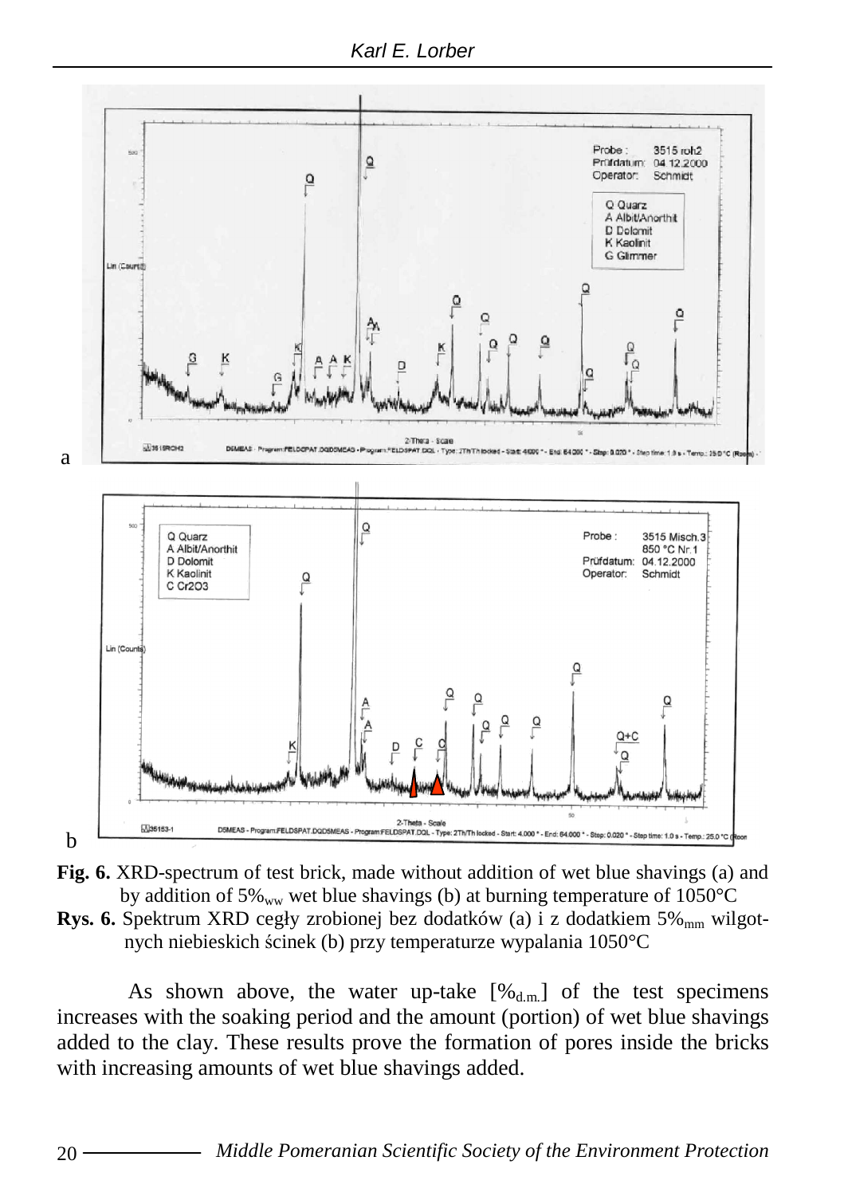**Fig. 6.** XRD-spectrum of test brick, made without addition of wet blue shavings (a) and by addition of 5%$_{ww}$ wet blue shavings (b) at burning temperature of 1050°C

**Rys. 6.** Spektrum XRD cegły zrobionej bez dodatków (a) i z dodatkiem 5%$_{mm}$ wilgotnych niebieskich ścinek (b) przy temperaturze wypalania 1050°C

As shown above, the water up-take [%$_{d.m.}$] of the test specimens increases with the soaking period and the amount (portion) of wet blue shavings added to the clay. These results prove the formation of pores inside the bricks with increasing amounts of wet blue shavings added.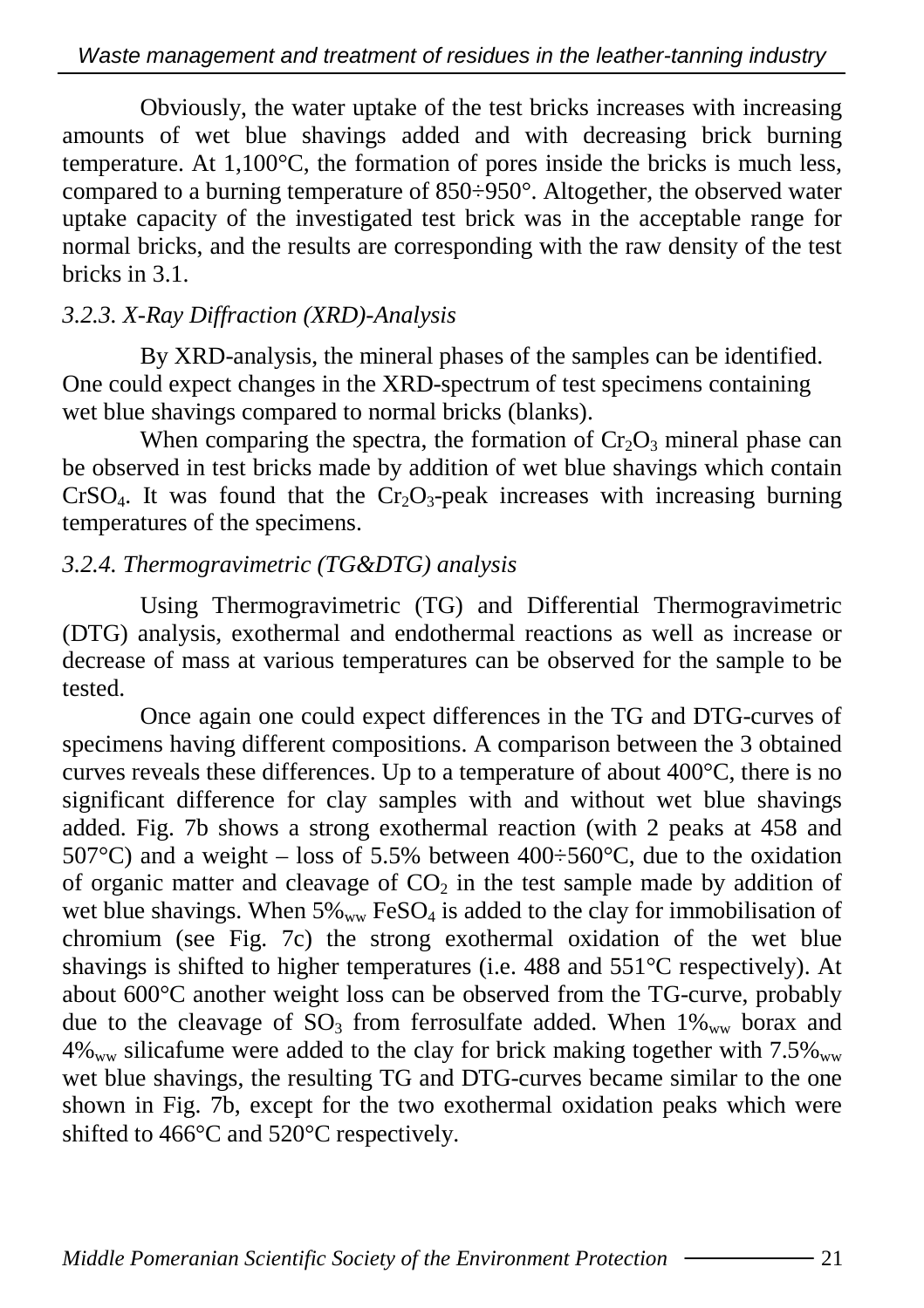Obviously, the water uptake of the test bricks increases with increasing amounts of wet blue shavings added and with decreasing brick burning temperature. At 1,100°C, the formation of pores inside the bricks is much less, compared to a burning temperature of 850÷950°. Altogether, the observed water uptake capacity of the investigated test brick was in the acceptable range for normal bricks, and the results are corresponding with the raw density of the test bricks in 3.1.

### *3.2.3. X-Ray Diffraction (XRD)-Analysis*

By XRD-analysis, the mineral phases of the samples can be identified. One could expect changes in the XRD-spectrum of test specimens containing wet blue shavings compared to normal bricks (blanks).

When comparing the spectra, the formation of $Cr_2O_3$ mineral phase can be observed in test bricks made by addition of wet blue shavings which contain $CrSO_4$. It was found that the $Cr_2O_3$-peak increases with increasing burning temperatures of the specimens.

### *3.2.4. Thermogravimetric (TG&DTG) analysis*

Using Thermogravimetric (TG) and Differential Thermogravimetric (DTG) analysis, exothermal and endothermal reactions as well as increase or decrease of mass at various temperatures can be observed for the sample to be tested.

Once again one could expect differences in the TG and DTG-curves of specimens having different compositions. A comparison between the 3 obtained curves reveals these differences. Up to a temperature of about 400°C, there is no significant difference for clay samples with and without wet blue shavings added. Fig. 7b shows a strong exothermal reaction (with 2 peaks at 458 and 507°C) and a weight – loss of 5.5% between 400÷560°C, due to the oxidation of organic matter and cleavage of $CO_2$ in the test sample made by addition of wet blue shavings. When $5\%_{ww}$ $FeSO_4$ is added to the clay for immobilisation of chromium (see Fig. 7c) the strong exothermal oxidation of the wet blue shavings is shifted to higher temperatures (i.e. 488 and 551°C respectively). At about 600°C another weight loss can be observed from the TG-curve, probably due to the cleavage of $SO_3$ from ferrosulfate added. When $1\%_{ww}$ borax and $4\%_{ww}$ silicafume were added to the clay for brick making together with $7.5\%_{ww}$ wet blue shavings, the resulting TG and DTG-curves became similar to the one shown in Fig. 7b, except for the two exothermal oxidation peaks which were shifted to 466°C and 520°C respectively.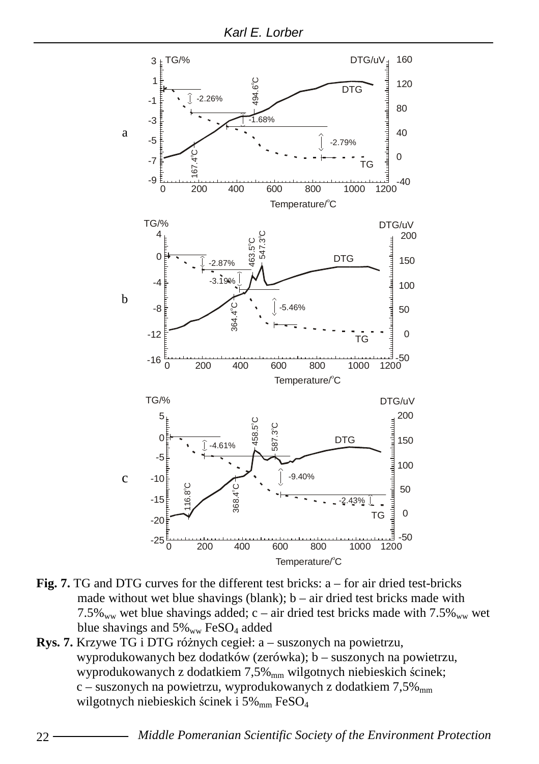**Fig. 7.** TG and DTG curves for the different test bricks: a – for air dried test-bricks made without wet blue shavings (blank); b – air dried test bricks made with 7.5%$_{ww}$ wet blue shavings added; c – air dried test bricks made with 7.5%$_{ww}$ wet blue shavings and 5%$_{ww}$ $FeSO_4$ added

**Rys. 7.** Krzywe TG i DTG różnych cegieł: a – suszonych na powietrzu, wyprodukowanych bez dodatków (zerówka); b – suszonych na powietrzu, wyprodukowanych z dodatkiem 7,5%$_{mm}$ wilgotnych niebieskich ścinek; c – suszonych na powietrzu, wyprodukowanych z dodatkiem 7,5%$_{mm}$ wilgotnych niebieskich ścinek i 5%$_{mm}$ $FeSO_4$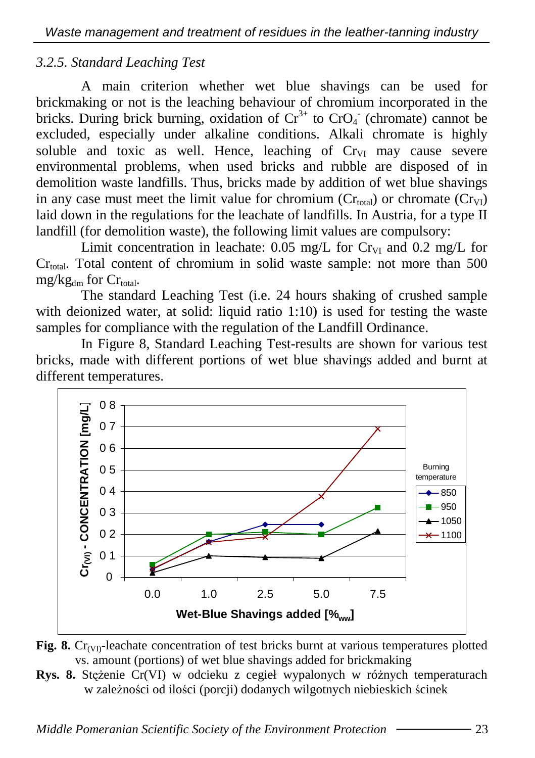### *3.2.5. Standard Leaching Test*

A main criterion whether wet blue shavings can be used for brickmaking or not is the leaching behaviour of chromium incorporated in the bricks. During brick burning, oxidation of $Cr^{3+}$ to $CrO_4^-$ (chromate) cannot be excluded, especially under alkaline conditions. Alkali chromate is highly soluble and toxic as well. Hence, leaching of $Cr_{VI}$ may cause severe environmental problems, when used bricks and rubble are disposed of in demolition waste landfills. Thus, bricks made by addition of wet blue shavings in any case must meet the limit value for chromium ($Cr_{total}$) or chromate ($Cr_{VI}$) laid down in the regulations for the leachate of landfills. In Austria, for a type II landfill (for demolition waste), the following limit values are compulsory:

Limit concentration in leachate: 0.05 mg/L for $Cr_{VI}$ and 0.2 mg/L for $Cr_{total}$. Total content of chromium in solid waste sample: not more than 500 $mg/kg_{dm}$ for $Cr_{total}$.

The standard Leaching Test (i.e. 24 hours shaking of crushed sample with deionized water, at solid: liquid ratio 1:10) is used for testing the waste samples for compliance with the regulation of the Landfill Ordinance.

In Figure 8, Standard Leaching Test-results are shown for various test bricks, made with different portions of wet blue shavings added and burnt at different temperatures.

**Fig. 8.** $Cr_{(VI)}$-leachate concentration of test bricks burnt at various temperatures plotted vs. amount (portions) of wet blue shavings added for brickmaking

**Rys. 8.** Stężenie Cr(VI) w odcieku z cegieł wypalonych w różnych temperaturach w zależności od ilości (porcji) dodanych wilgotnych niebieskich ścinek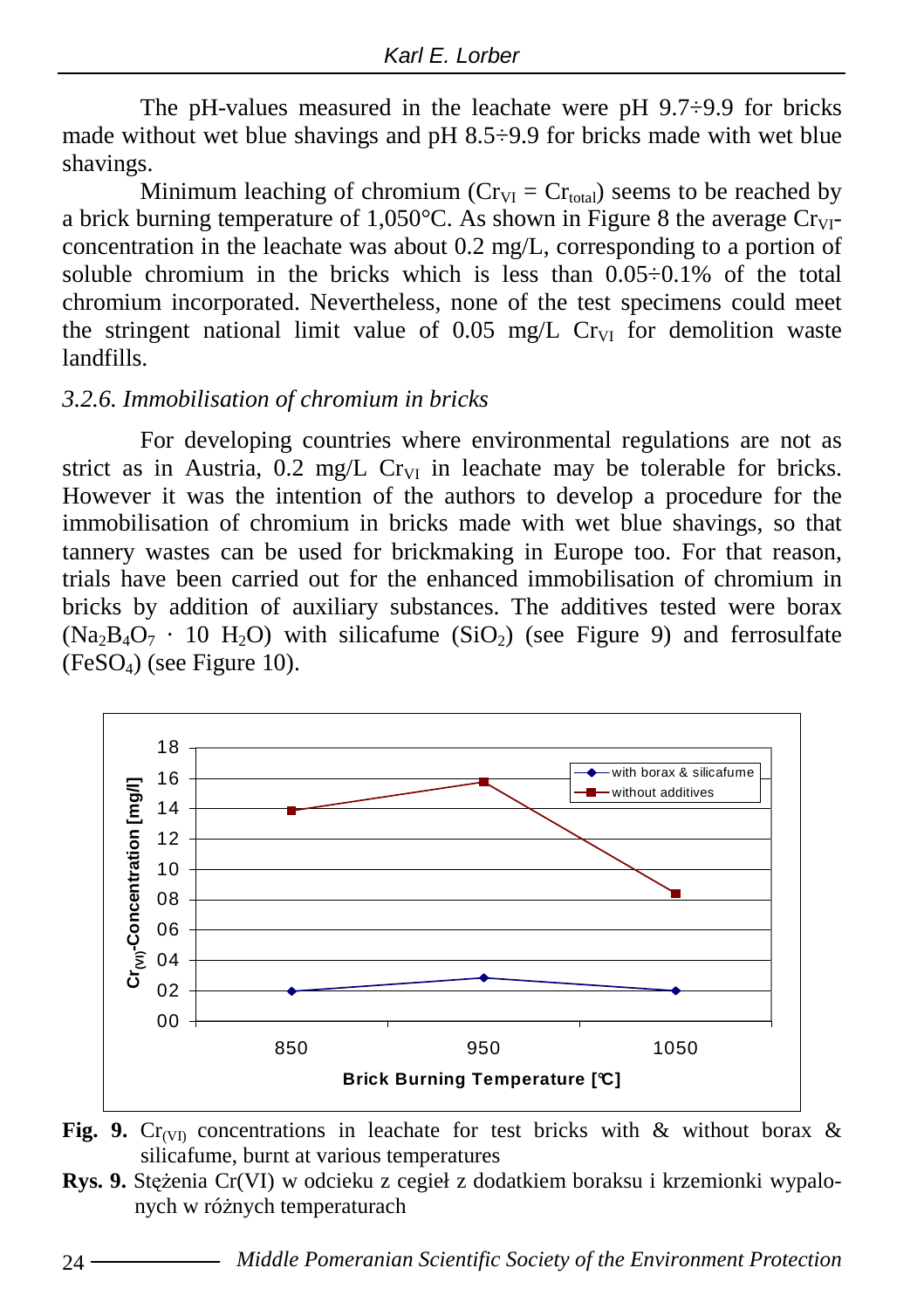The pH-values measured in the leachate were pH 9.7÷9.9 for bricks made without wet blue shavings and pH 8.5÷9.9 for bricks made with wet blue shavings.

Minimum leaching of chromium ($Cr_{VI} = Cr_{total}$) seems to be reached by a brick burning temperature of 1,050°C. As shown in Figure 8 the average $Cr_{VI}$-concentration in the leachate was about 0.2 mg/L, corresponding to a portion of soluble chromium in the bricks which is less than 0.05÷0.1% of the total chromium incorporated. Nevertheless, none of the test specimens could meet the stringent national limit value of 0.05 mg/L $Cr_{VI}$ for demolition waste landfills.

### *3.2.6. Immobilisation of chromium in bricks*

For developing countries where environmental regulations are not as strict as in Austria, 0.2 mg/L $Cr_{VI}$ in leachate may be tolerable for bricks. However it was the intention of the authors to develop a procedure for the immobilisation of chromium in bricks made with wet blue shavings, so that tannery wastes can be used for brickmaking in Europe too. For that reason, trials have been carried out for the enhanced immobilisation of chromium in bricks by addition of auxiliary substances. The additives tested were borax ($Na_2B_4O_7 \cdot 10\ H_2O$) with silicafume ($SiO_2$) (see Figure 9) and ferrosulfate ($FeSO_4$) (see Figure 10).

**Fig. 9.** $Cr_{(VI)}$ concentrations in leachate for test bricks with & without borax & silicafume, burnt at various temperatures

**Rys. 9.** Stężenia Cr(VI) w odcieku z cegieł z dodatkiem boraksu i krzemionki wypalonych w różnych temperaturach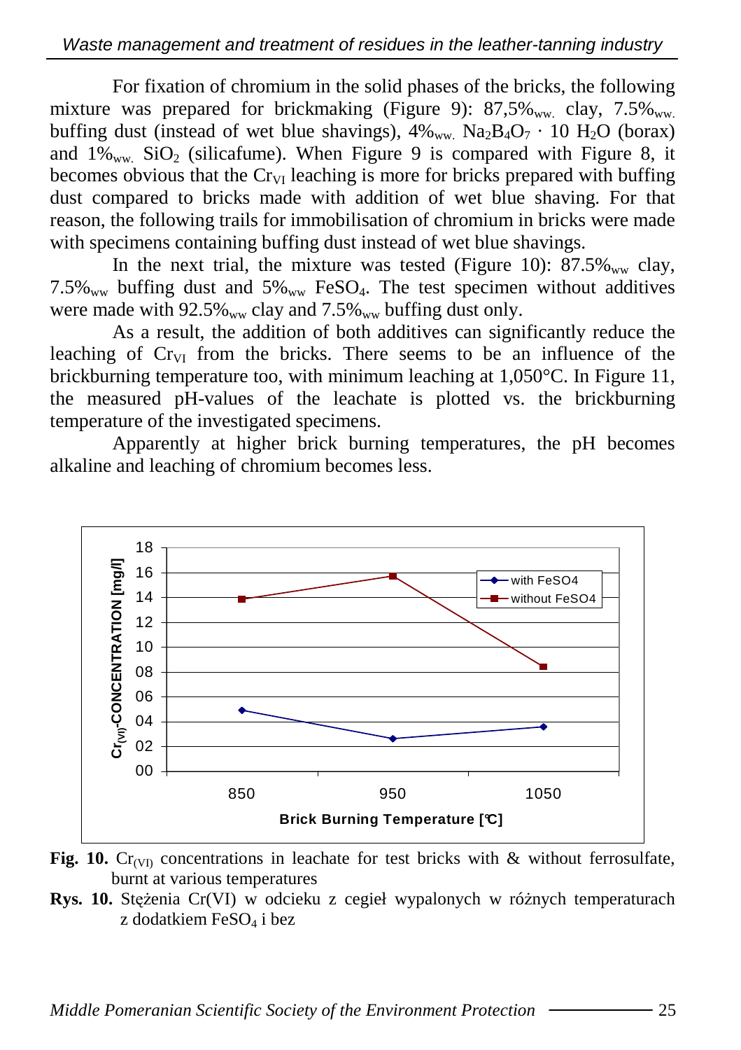For fixation of chromium in the solid phases of the bricks, the following mixture was prepared for brickmaking (Figure 9): 87,5%$_{ww.}$ clay, 7.5%$_{ww.}$ buffing dust (instead of wet blue shavings), 4%$_{ww.}$ $Na_2B_4O_7 \cdot 10\ H_2O$ (borax) and 1%$_{ww.}$ $SiO_2$ (silicafume). When Figure 9 is compared with Figure 8, it becomes obvious that the $Cr_{VI}$ leaching is more for bricks prepared with buffing dust compared to bricks made with addition of wet blue shaving. For that reason, the following trails for immobilisation of chromium in bricks were made with specimens containing buffing dust instead of wet blue shavings.

In the next trial, the mixture was tested (Figure 10): 87.5%$_{ww}$ clay, 7.5%$_{ww}$ buffing dust and 5%$_{ww}$ $FeSO_4$. The test specimen without additives were made with 92.5%$_{ww}$ clay and 7.5%$_{ww}$ buffing dust only.

As a result, the addition of both additives can significantly reduce the leaching of $Cr_{VI}$ from the bricks. There seems to be an influence of the brickburning temperature too, with minimum leaching at 1,050°C. In Figure 11, the measured pH-values of the leachate is plotted vs. the brickburning temperature of the investigated specimens.

Apparently at higher brick burning temperatures, the pH becomes alkaline and leaching of chromium becomes less.

**Fig. 10.** $Cr_{(VI)}$ concentrations in leachate for test bricks with & without ferrosulfate, burnt at various temperatures

**Rys. 10.** Stężenia Cr(VI) w odcieku z cegieł wypalonych w różnych temperaturach z dodatkiem $FeSO_4$ i bez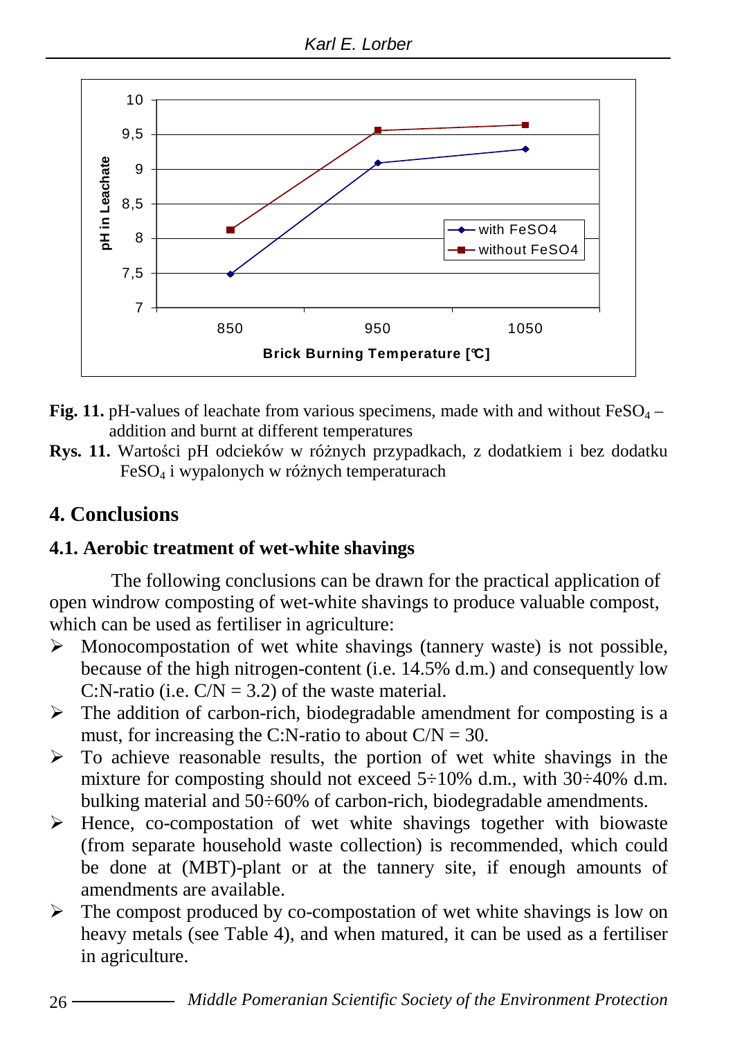**Fig. 11.** pH-values of leachate from various specimens, made with and without $FeSO_4$ – addition and burnt at different temperatures

**Rys. 11.** Wartości pH odcieków w różnych przypadkach, z dodatkiem i bez dodatku $FeSO_4$ i wypalonych w różnych temperaturach

## 4. Conclusions

### 4.1. Aerobic treatment of wet-white shavings

The following conclusions can be drawn for the practical application of open windrow composting of wet-white shavings to produce valuable compost, which can be used as fertiliser in agriculture:

- Monocompostation of wet white shavings (tannery waste) is not possible, because of the high nitrogen-content (i.e. 14.5% d.m.) and consequently low C:N-ratio (i.e. C/N = 3.2) of the waste material.
- The addition of carbon-rich, biodegradable amendment for composting is a must, for increasing the C:N-ratio to about C/N = 30.
- To achieve reasonable results, the portion of wet white shavings in the mixture for composting should not exceed 5÷10% d.m., with 30÷40% d.m. bulking material and 50÷60% of carbon-rich, biodegradable amendments.
- Hence, co-compostation of wet white shavings together with biowaste (from separate household waste collection) is recommended, which could be done at (MBT)-plant or at the tannery site, if enough amounts of amendments are available.
- The compost produced by co-compostation of wet white shavings is low on heavy metals (see Table 4), and when matured, it can be used as a fertiliser in agriculture.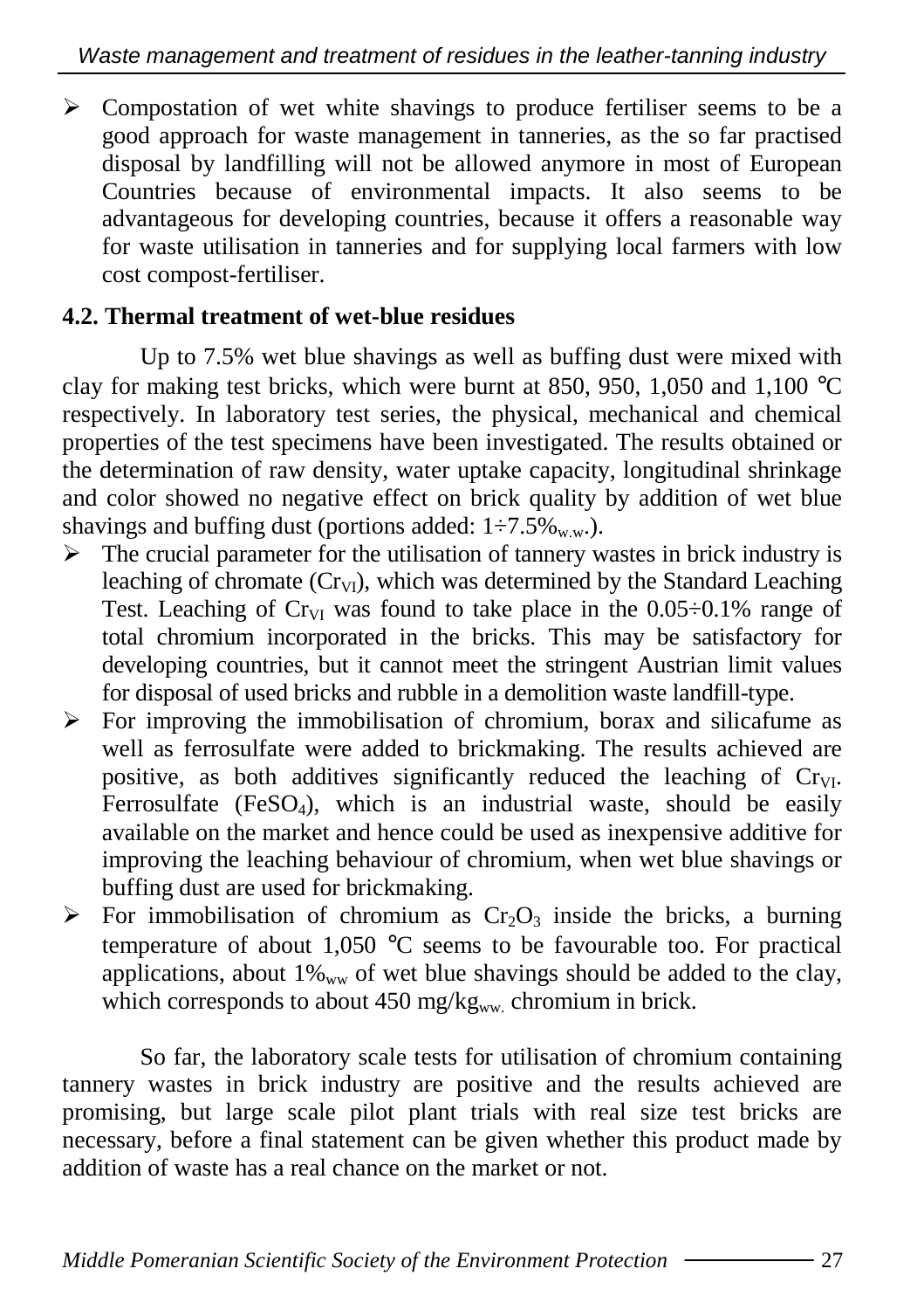- Compostation of wet white shavings to produce fertiliser seems to be a good approach for waste management in tanneries, as the so far practised disposal by landfilling will not be allowed anymore in most of European Countries because of environmental impacts. It also seems to be advantageous for developing countries, because it offers a reasonable way for waste utilisation in tanneries and for supplying local farmers with low cost compost-fertiliser.

### 4.2. Thermal treatment of wet-blue residues

Up to 7.5% wet blue shavings as well as buffing dust were mixed with clay for making test bricks, which were burnt at 850, 950, 1,050 and 1,100 °C respectively. In laboratory test series, the physical, mechanical and chemical properties of the test specimens have been investigated. The results obtained or the determination of raw density, water uptake capacity, longitudinal shrinkage and color showed no negative effect on brick quality by addition of wet blue shavings and buffing dust (portions added: $1 \div 7.5\%_{w.w.}$).

- The crucial parameter for the utilisation of tannery wastes in brick industry is leaching of chromate ($Cr_{VI}$), which was determined by the Standard Leaching Test. Leaching of $Cr_{VI}$ was found to take place in the $0.05 \div 0.1\%$ range of total chromium incorporated in the bricks. This may be satisfactory for developing countries, but it cannot meet the stringent Austrian limit values for disposal of used bricks and rubble in a demolition waste landfill-type.
- For improving the immobilisation of chromium, borax and silicafume as well as ferrosulfate were added to brickmaking. The results achieved are positive, as both additives significantly reduced the leaching of $Cr_{VI}$. Ferrosulfate ($FeSO_4$), which is an industrial waste, should be easily available on the market and hence could be used as inexpensive additive for improving the leaching behaviour of chromium, when wet blue shavings or buffing dust are used for brickmaking.
- For immobilisation of chromium as $Cr_2O_3$ inside the bricks, a burning temperature of about 1,050 °C seems to be favourable too. For practical applications, about $1\%_{ww}$ of wet blue shavings should be added to the clay, which corresponds to about 450 $mg/kg_{ww.}$ chromium in brick.

So far, the laboratory scale tests for utilisation of chromium containing tannery wastes in brick industry are positive and the results achieved are promising, but large scale pilot plant trials with real size test bricks are necessary, before a final statement can be given whether this product made by addition of waste has a real chance on the market or not.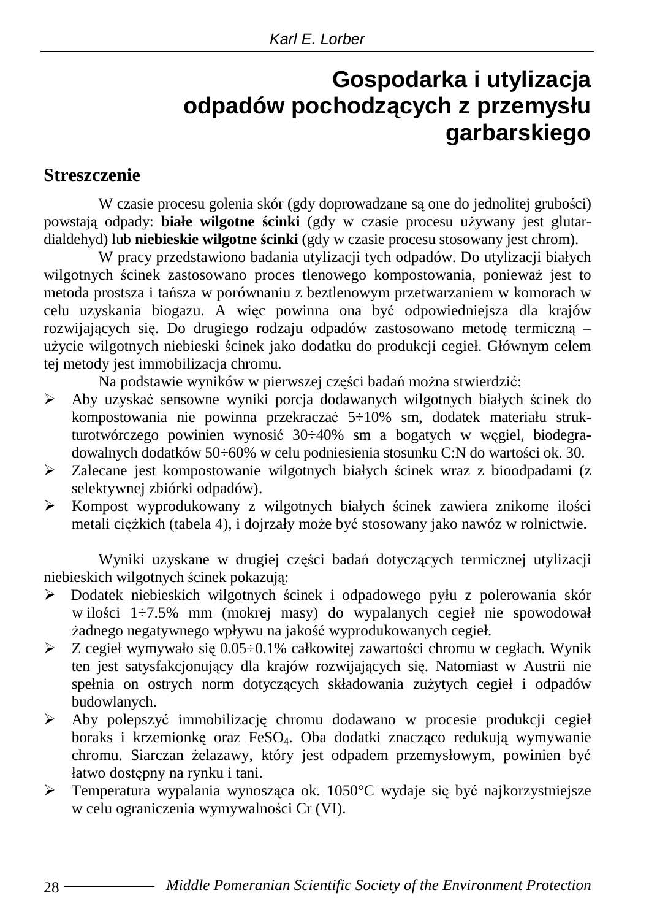# Gospodarka i utylizacja odpadów pochodzących z przemysłu garbarskiego

## Streszczenie

W czasie procesu golenia skór (gdy doprowadzane są one do jednolitej grubości) powstają odpady: **białe wilgotne ścinki** (gdy w czasie procesu używany jest glutar-dialdehyd) lub **niebieskie wilgotne ścinki** (gdy w czasie procesu stosowany jest chrom).

W pracy przedstawiono badania utylizacji tych odpadów. Do utylizacji białych wilgotnych ścinek zastosowano proces tlenowego kompostowania, ponieważ jest to metoda prostsza i tańsza w porównaniu z beztlenowym przetwarzaniem w komorach w celu uzyskania biogazu. A więc powinna ona być odpowiedniejsza dla krajów rozwijających się. Do drugiego rodzaju odpadów zastosowano metodę termiczną – użycie wilgotnych niebieski ścinek jako dodatku do produkcji cegieł. Głównym celem tej metody jest immobilizacja chromu.

Na podstawie wyników w pierwszej części badań można stwierdzić:

- Aby uzyskać sensowne wyniki porcja dodawanych wilgotnych białych ścinek do kompostowania nie powinna przekraczać 5÷10% sm, dodatek materiału struk-turotwórczego powinien wynosić 30÷40% sm a bogatych w węgiel, biodegra-dowalnych dodatków 50÷60% w celu podniesienia stosunku C:N do wartości ok. 30.
- Zalecane jest kompostowanie wilgotnych białych ścinek wraz z bioodpadami (z selektywnej zbiórki odpadów).
- Kompost wyprodukowany z wilgotnych białych ścinek zawiera znikome ilości metali ciężkich (tabela 4), i dojrzały może być stosowany jako nawóz w rolnictwie.

Wyniki uzyskane w drugiej części badań dotyczących termicznej utylizacji niebieskich wilgotnych ścinek pokazują:

- Dodatek niebieskich wilgotnych ścinek i odpadowego pyłu z polerowania skór w ilości 1÷7.5% mm (mokrej masy) do wypalanych cegieł nie spowodował żadnego negatywnego wpływu na jakość wyprodukowanych cegieł.
- Z cegieł wymywało się 0.05÷0.1% całkowitej zawartości chromu w cegłach. Wynik ten jest satysfakcjonujący dla krajów rozwijających się. Natomiast w Austrii nie spełnia on ostrych norm dotyczących składowania zużytych cegieł i odpadów budowlanych.
- Aby polepszyć immobilizację chromu dodawano w procesie produkcji cegieł boraks i krzemionkę oraz $FeSO_4$. Oba dodatki znacząco redukują wymywanie chromu. Siarczan żelazawy, który jest odpadem przemysłowym, powinien być łatwo dostępny na rynku i tani.
- Temperatura wypalania wynosząca ok. 1050°C wydaje się być najkorzystniejsze w celu ograniczenia wymywalności Cr (VI).